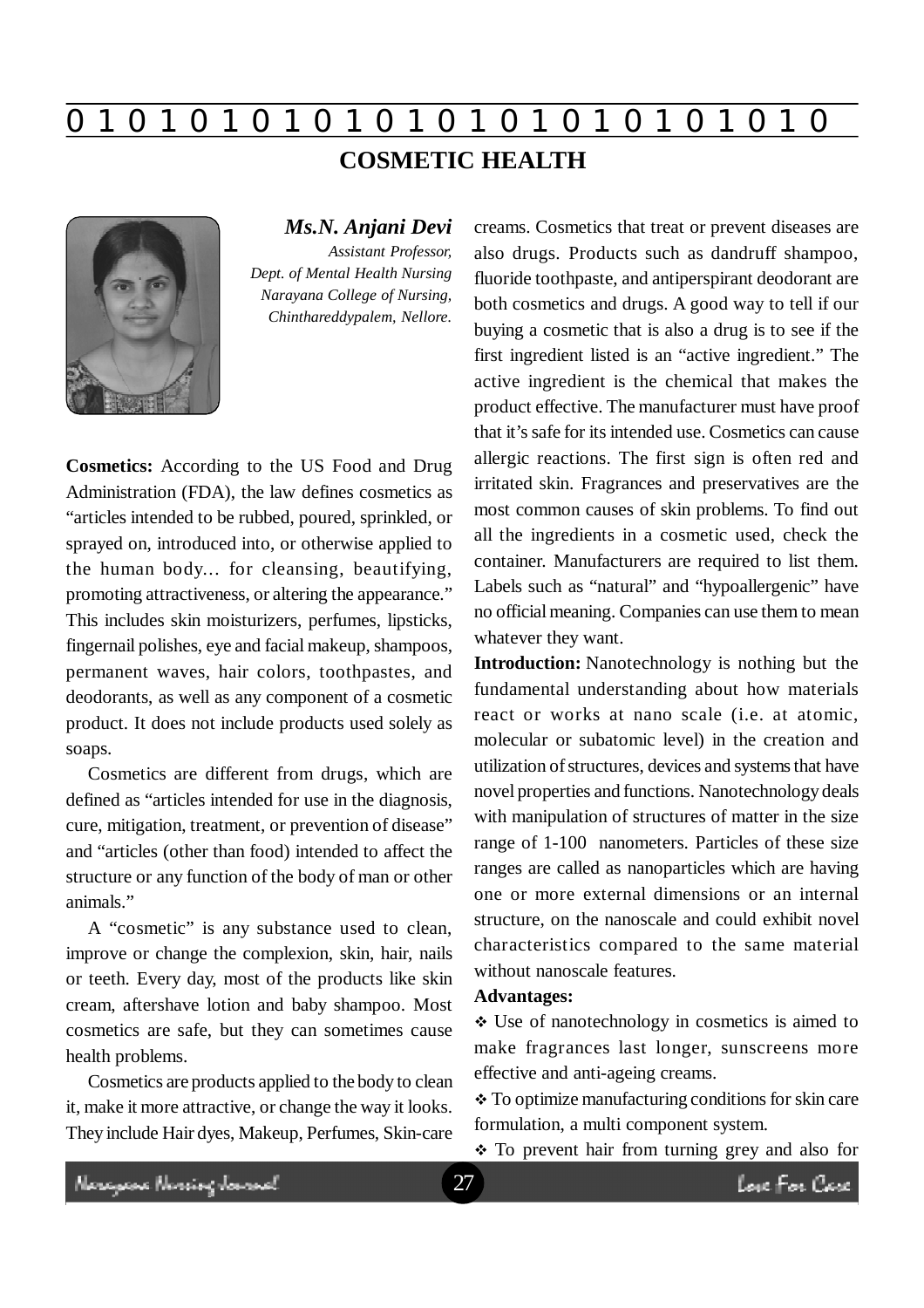# COSMETIC HEALTH

***Ms.N. Anjani Devi***

*Assistant Professor,*
*Dept. of Mental Health Nursing*
*Narayana College of Nursing,*
*Chinthareddypalem, Nellore.*

**Cosmetics:** According to the US Food and Drug Administration (FDA), the law defines cosmetics as "articles intended to be rubbed, poured, sprinkled, or sprayed on, introduced into, or otherwise applied to the human body... for cleansing, beautifying, promoting attractiveness, or altering the appearance." This includes skin moisturizers, perfumes, lipsticks, fingernail polishes, eye and facial makeup, shampoos, permanent waves, hair colors, toothpastes, and deodorants, as well as any component of a cosmetic product. It does not include products used solely as soaps.

Cosmetics are different from drugs, which are defined as "articles intended for use in the diagnosis, cure, mitigation, treatment, or prevention of disease" and "articles (other than food) intended to affect the structure or any function of the body of man or other animals."

A "cosmetic" is any substance used to clean, improve or change the complexion, skin, hair, nails or teeth. Every day, most of the products like skin cream, aftershave lotion and baby shampoo. Most cosmetics are safe, but they can sometimes cause health problems.

Cosmetics are products applied to the body to clean it, make it more attractive, or change the way it looks. They include Hair dyes, Makeup, Perfumes, Skin-care creams. Cosmetics that treat or prevent diseases are also drugs. Products such as dandruff shampoo, fluoride toothpaste, and antiperspirant deodorant are both cosmetics and drugs. A good way to tell if our buying a cosmetic that is also a drug is to see if the first ingredient listed is an "active ingredient." The active ingredient is the chemical that makes the product effective. The manufacturer must have proof that it's safe for its intended use. Cosmetics can cause allergic reactions. The first sign is often red and irritated skin. Fragrances and preservatives are the most common causes of skin problems. To find out all the ingredients in a cosmetic used, check the container. Manufacturers are required to list them. Labels such as "natural" and "hypoallergenic" have no official meaning. Companies can use them to mean whatever they want.

**Introduction:** Nanotechnology is nothing but the fundamental understanding about how materials react or works at nano scale (i.e. at atomic, molecular or subatomic level) in the creation and utilization of structures, devices and systems that have novel properties and functions. Nanotechnology deals with manipulation of structures of matter in the size range of 1-100 nanometers. Particles of these size ranges are called as nanoparticles which are having one or more external dimensions or an internal structure, on the nanoscale and could exhibit novel characteristics compared to the same material without nanoscale features.

**Advantages:**

- Use of nanotechnology in cosmetics is aimed to make fragrances last longer, sunscreens more effective and anti-ageing creams.
- To optimize manufacturing conditions for skin care formulation, a multi component system.
- To prevent hair from turning grey and also for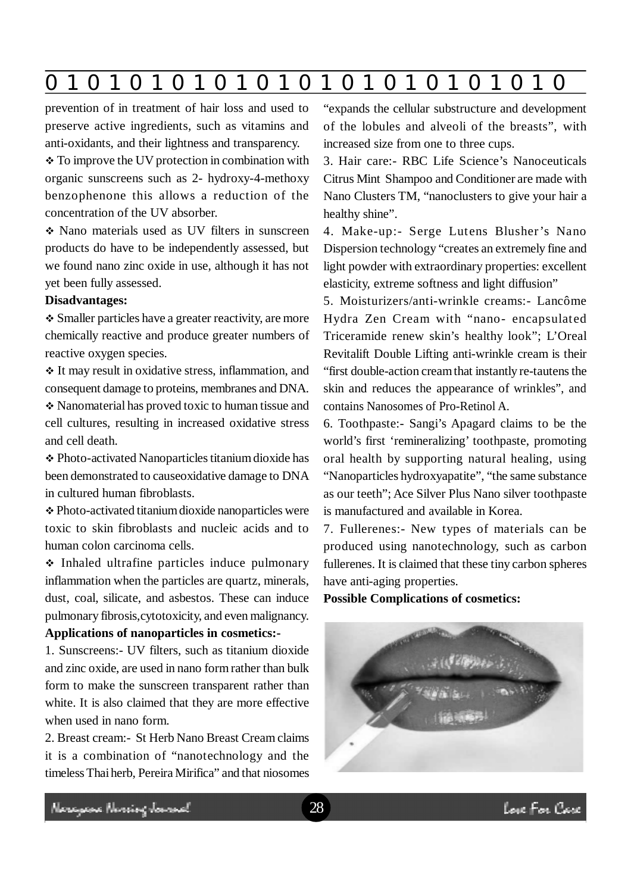prevention of in treatment of hair loss and used to preserve active ingredients, such as vitamins and anti-oxidants, and their lightness and transparency.

❖ To improve the UV protection in combination with organic sunscreens such as 2- hydroxy-4-methoxy benzophenone this allows a reduction of the concentration of the UV absorber.

❖ Nano materials used as UV filters in sunscreen products do have to be independently assessed, but we found nano zinc oxide in use, although it has not yet been fully assessed.

**Disadvantages:**

❖ Smaller particles have a greater reactivity, are more chemically reactive and produce greater numbers of reactive oxygen species.

❖ It may result in oxidative stress, inflammation, and consequent damage to proteins, membranes and DNA.

❖ Nanomaterial has proved toxic to human tissue and cell cultures, resulting in increased oxidative stress and cell death.

❖ Photo-activated Nanoparticles titanium dioxide has been demonstrated to causeoxidative damage to DNA in cultured human fibroblasts.

❖ Photo-activated titanium dioxide nanoparticles were toxic to skin fibroblasts and nucleic acids and to human colon carcinoma cells.

❖ Inhaled ultrafine particles induce pulmonary inflammation when the particles are quartz, minerals, dust, coal, silicate, and asbestos. These can induce pulmonary fibrosis,cytotoxicity, and even malignancy.

**Applications of nanoparticles in cosmetics:-**

1. Sunscreens:- UV filters, such as titanium dioxide and zinc oxide, are used in nano form rather than bulk form to make the sunscreen transparent rather than white. It is also claimed that they are more effective when used in nano form.

2. Breast cream:- St Herb Nano Breast Cream claims it is a combination of "nanotechnology and the timeless Thai herb, Pereira Mirifica" and that niosomes "expands the cellular substructure and development of the lobules and alveoli of the breasts", with increased size from one to three cups.

3. Hair care:- RBC Life Science's Nanoceuticals Citrus Mint Shampoo and Conditioner are made with Nano Clusters TM, "nanoclusters to give your hair a healthy shine".

4. Make-up:- Serge Lutens Blusher's Nano Dispersion technology "creates an extremely fine and light powder with extraordinary properties: excellent elasticity, extreme softness and light diffusion"

5. Moisturizers/anti-wrinkle creams:- Lancôme Hydra Zen Cream with "nano- encapsulated Triceramide renew skin's healthy look"; L'Oreal Revitalift Double Lifting anti-wrinkle cream is their "first double-action cream that instantly re-tautens the skin and reduces the appearance of wrinkles", and contains Nanosomes of Pro-Retinol A.

6. Toothpaste:- Sangi's Apagard claims to be the world's first 'remineralizing' toothpaste, promoting oral health by supporting natural healing, using "Nanoparticles hydroxyapatite", "the same substance as our teeth"; Ace Silver Plus Nano silver toothpaste is manufactured and available in Korea.

7. Fullerenes:- New types of materials can be produced using nanotechnology, such as carbon fullerenes. It is claimed that these tiny carbon spheres have anti-aging properties.

**Possible Complications of cosmetics:**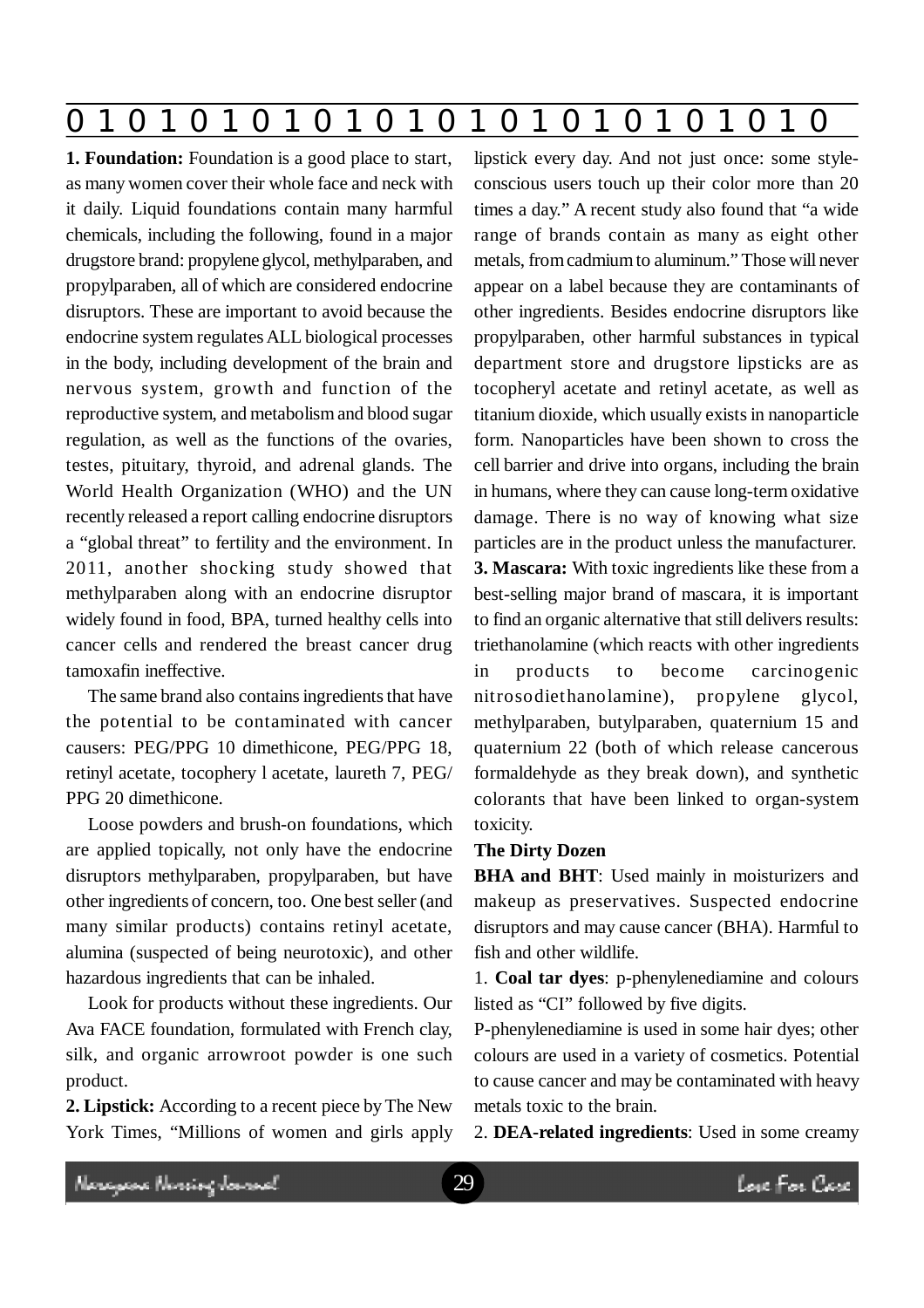**1. Foundation:** Foundation is a good place to start, as many women cover their whole face and neck with it daily. Liquid foundations contain many harmful chemicals, including the following, found in a major drugstore brand: propylene glycol, methylparaben, and propylparaben, all of which are considered endocrine disruptors. These are important to avoid because the endocrine system regulates ALL biological processes in the body, including development of the brain and nervous system, growth and function of the reproductive system, and metabolism and blood sugar regulation, as well as the functions of the ovaries, testes, pituitary, thyroid, and adrenal glands. The World Health Organization (WHO) and the UN recently released a report calling endocrine disruptors a "global threat" to fertility and the environment. In 2011, another shocking study showed that methylparaben along with an endocrine disruptor widely found in food, BPA, turned healthy cells into cancer cells and rendered the breast cancer drug tamoxafin ineffective.

The same brand also contains ingredients that have the potential to be contaminated with cancer causers: PEG/PPG 10 dimethicone, PEG/PPG 18, retinyl acetate, tocophery l acetate, laureth 7, PEG/PPG 20 dimethicone.

Loose powders and brush-on foundations, which are applied topically, not only have the endocrine disruptors methylparaben, propylparaben, but have other ingredients of concern, too. One best seller (and many similar products) contains retinyl acetate, alumina (suspected of being neurotoxic), and other hazardous ingredients that can be inhaled.

Look for products without these ingredients. Our Ava FACE foundation, formulated with French clay, silk, and organic arrowroot powder is one such product.

**2. Lipstick:** According to a recent piece by The New York Times, "Millions of women and girls apply lipstick every day. And not just once: some style-conscious users touch up their color more than 20 times a day." A recent study also found that "a wide range of brands contain as many as eight other metals, from cadmium to aluminum." Those will never appear on a label because they are contaminants of other ingredients. Besides endocrine disruptors like propylparaben, other harmful substances in typical department store and drugstore lipsticks are as tocopheryl acetate and retinyl acetate, as well as titanium dioxide, which usually exists in nanoparticle form. Nanoparticles have been shown to cross the cell barrier and drive into organs, including the brain in humans, where they can cause long-term oxidative damage. There is no way of knowing what size particles are in the product unless the manufacturer.

**3. Mascara:** With toxic ingredients like these from a best-selling major brand of mascara, it is important to find an organic alternative that still delivers results: triethanolamine (which reacts with other ingredients in products to become carcinogenic nitrosodiethanolamine), propylene glycol, methylparaben, butylparaben, quaternium 15 and quaternium 22 (both of which release cancerous formaldehyde as they break down), and synthetic colorants that have been linked to organ-system toxicity.

**The Dirty Dozen**

**BHA and BHT**: Used mainly in moisturizers and makeup as preservatives. Suspected endocrine disruptors and may cause cancer (BHA). Harmful to fish and other wildlife.

1. **Coal tar dyes**: p-phenylenediamine and colours listed as "CI" followed by five digits.

P-phenylenediamine is used in some hair dyes; other colours are used in a variety of cosmetics. Potential to cause cancer and may be contaminated with heavy metals toxic to the brain.

2. **DEA-related ingredients**: Used in some creamy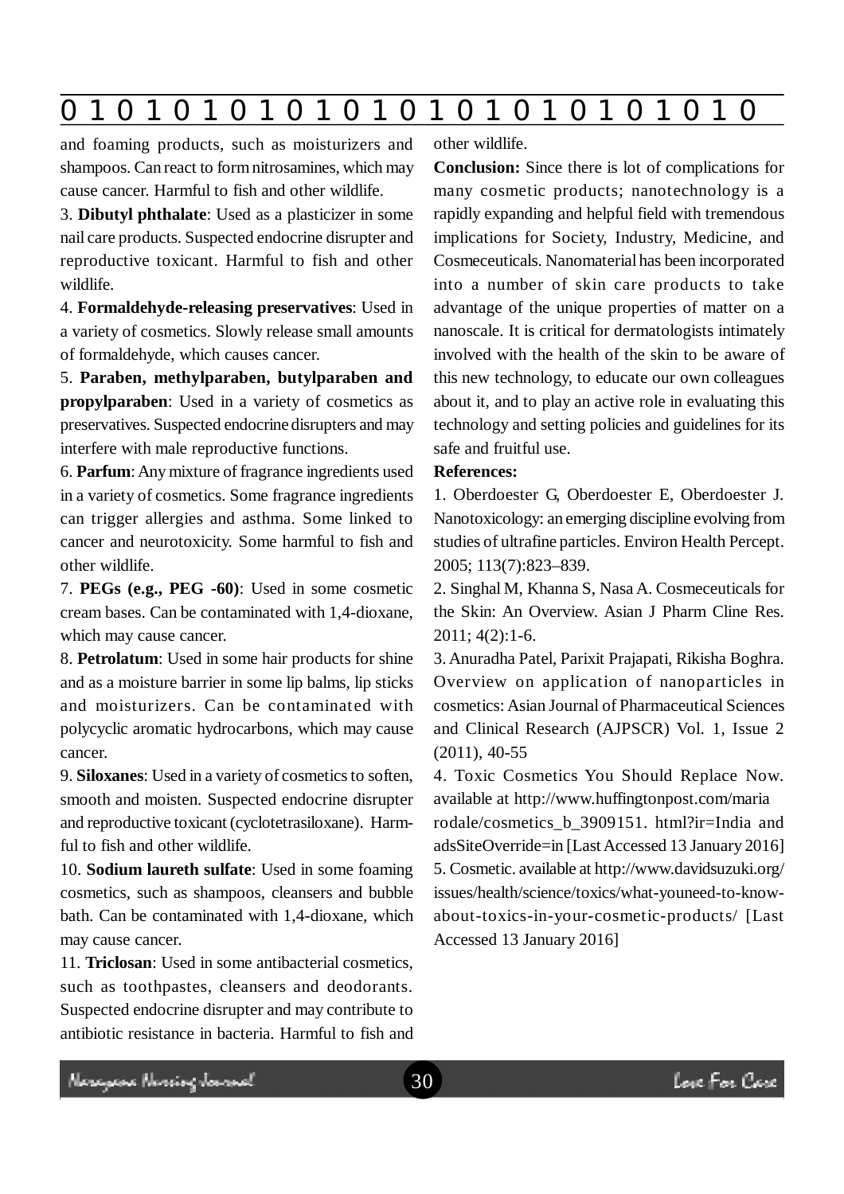and foaming products, such as moisturizers and shampoos. Can react to form nitrosamines, which may cause cancer. Harmful to fish and other wildlife.

3. **Dibutyl phthalate**: Used as a plasticizer in some nail care products. Suspected endocrine disrupter and reproductive toxicant. Harmful to fish and other wildlife.

4. **Formaldehyde-releasing preservatives**: Used in a variety of cosmetics. Slowly release small amounts of formaldehyde, which causes cancer.

5. **Paraben, methylparaben, butylparaben and propylparaben**: Used in a variety of cosmetics as preservatives. Suspected endocrine disrupters and may interfere with male reproductive functions.

6. **Parfum**: Any mixture of fragrance ingredients used in a variety of cosmetics. Some fragrance ingredients can trigger allergies and asthma. Some linked to cancer and neurotoxicity. Some harmful to fish and other wildlife.

7. **PEGs (e.g., PEG -60)**: Used in some cosmetic cream bases. Can be contaminated with 1,4-dioxane, which may cause cancer.

8. **Petrolatum**: Used in some hair products for shine and as a moisture barrier in some lip balms, lip sticks and moisturizers. Can be contaminated with polycyclic aromatic hydrocarbons, which may cause cancer.

9. **Siloxanes**: Used in a variety of cosmetics to soften, smooth and moisten. Suspected endocrine disrupter and reproductive toxicant (cyclotetrasiloxane). Harmful to fish and other wildlife.

10. **Sodium laureth sulfate**: Used in some foaming cosmetics, such as shampoos, cleansers and bubble bath. Can be contaminated with 1,4-dioxane, which may cause cancer.

11. **Triclosan**: Used in some antibacterial cosmetics, such as toothpastes, cleansers and deodorants. Suspected endocrine disrupter and may contribute to antibiotic resistance in bacteria. Harmful to fish and other wildlife.

**Conclusion:** Since there is lot of complications for many cosmetic products; nanotechnology is a rapidly expanding and helpful field with tremendous implications for Society, Industry, Medicine, and Cosmeceuticals. Nanomaterial has been incorporated into a number of skin care products to take advantage of the unique properties of matter on a nanoscale. It is critical for dermatologists intimately involved with the health of the skin to be aware of this new technology, to educate our own colleagues about it, and to play an active role in evaluating this technology and setting policies and guidelines for its safe and fruitful use.

**References:**

1. Oberdoester G, Oberdoester E, Oberdoester J. Nanotoxicology: an emerging discipline evolving from studies of ultrafine particles. Environ Health Percept. 2005; 113(7):823–839.

2. Singhal M, Khanna S, Nasa A. Cosmeceuticals for the Skin: An Overview. Asian J Pharm Cline Res. 2011; 4(2):1-6.

3. Anuradha Patel, Parixit Prajapati, Rikisha Boghra. Overview on application of nanoparticles in cosmetics: Asian Journal of Pharmaceutical Sciences and Clinical Research (AJPSCR) Vol. 1, Issue 2 (2011), 40-55

4. Toxic Cosmetics You Should Replace Now. available at http://www.huffingtonpost.com/maria rodale/cosmetics_b_3909151. html?ir=India and adsSiteOverride=in [Last Accessed 13 January 2016]

5. Cosmetic. available at http://www.davidsuzuki.org/ issues/health/science/toxics/what-youneed-to-know-about-toxics-in-your-cosmetic-products/ [Last Accessed 13 January 2016]